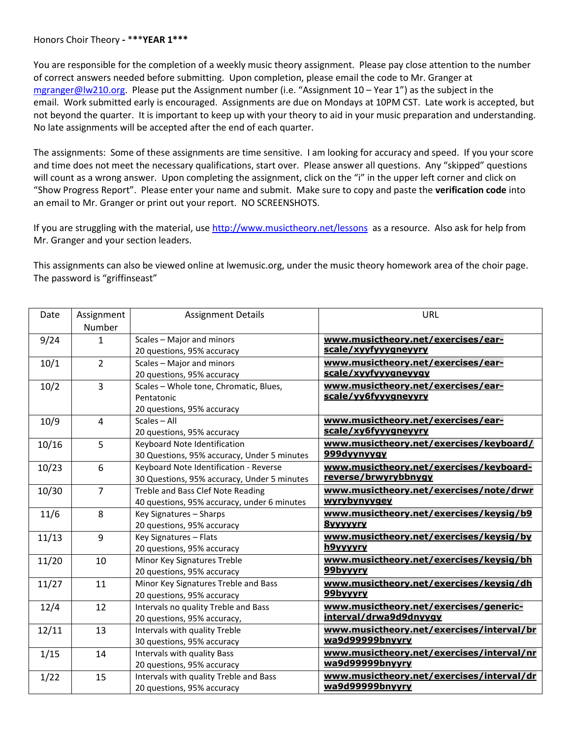Honors Choir Theory - ***YEAR 1***

You are responsible for the completion of a weekly music theory assignment. Please pay close attention to the number of correct answers needed before submitting. Upon completion, please email the code to Mr. Granger at [mgranger@lw210.org](mailto:mgranger@lw210.org). Please put the Assignment number (i.e. "Assignment 10 – Year 1") as the subject in the email. Work submitted early is encouraged. Assignments are due on Mondays at 10PM CST. Late work is accepted, but not beyond the quarter. It is important to keep up with your theory to aid in your music preparation and understanding. No late assignments will be accepted after the end of each quarter.

The assignments: Some of these assignments are time sensitive. I am looking for accuracy and speed. If you your score and time does not meet the necessary qualifications, start over. Please answer all questions. Any "skipped" questions will count as a wrong answer. Upon completing the assignment, click on the "i" in the upper left corner and click on "Show Progress Report". Please enter your name and submit. Make sure to copy and paste the **verification code** into an email to Mr. Granger or print out your report. NO SCREENSHOTS.

If you are struggling with the material, use [http://www.musictheory.net/lessons](http://www.musictheory.net/lessons) as a resource. Also ask for help from Mr. Granger and your section leaders.

This assignments can also be viewed online at lwemusic.org, under the music theory homework area of the choir page. The password is "griffinseast"

| Date | Assignment Number | Assignment Details | URL |
|---|---|---|---|
| 9/24 | 1 | Scales – Major and minors<br>20 questions, 95% accuracy | **www.musictheory.net/exercises/ear-scale/xyyfyyygneyyry** |
| 10/1 | 2 | Scales – Major and minors<br>20 questions, 95% accuracy | **www.musictheory.net/exercises/ear-scale/xyyfyyygneyygy** |
| 10/2 | 3 | Scales – Whole tone, Chromatic, Blues, Pentatonic<br>20 questions, 95% accuracy | **www.musictheory.net/exercises/ear-scale/yy6fyyygneyyry** |
| 10/9 | 4 | Scales – All<br>20 questions, 95% accuracy | **www.musictheory.net/exercises/ear-scale/xy6fyyygneyyry** |
| 10/16 | 5 | Keyboard Note Identification<br>30 Questions, 95% accuracy, Under 5 minutes | **www.musictheory.net/exercises/keyboard/999dyynyygy** |
| 10/23 | 6 | Keyboard Note Identification - Reverse<br>30 Questions, 95% accuracy, Under 5 minutes | **www.musictheory.net/exercises/keyboard-reverse/brwyrybbnygy** |
| 10/30 | 7 | Treble and Bass Clef Note Reading<br>40 questions, 95% accuracy, under 6 minutes | **www.musictheory.net/exercises/note/drwrwyrybynyygey** |
| 11/6 | 8 | Key Signatures – Sharps<br>20 questions, 95% accuracy | **www.musictheory.net/exercises/keysig/b98yyyyyry** |
| 11/13 | 9 | Key Signatures – Flats<br>20 questions, 95% accuracy | **www.musictheory.net/exercises/keysig/byh9yyyyry** |
| 11/20 | 10 | Minor Key Signatures Treble<br>20 questions, 95% accuracy | **www.musictheory.net/exercises/keysig/bh99byyyry** |
| 11/27 | 11 | Minor Key Signatures Treble and Bass<br>20 questions, 95% accuracy | **www.musictheory.net/exercises/keysig/dh99byyyry** |
| 12/4 | 12 | Intervals no quality Treble and Bass<br>20 questions, 95% accuracy, | **www.musictheory.net/exercises/generic-interval/drwa9d9dnyygy** |
| 12/11 | 13 | Intervals with quality Treble<br>30 questions, 95% accuracy | **www.musictheory.net/exercises/interval/brwa9d99999bnyyry** |
| 1/15 | 14 | Intervals with quality Bass<br>20 questions, 95% accuracy | **www.musictheory.net/exercises/interval/nrwa9d99999bnyyry** |
| 1/22 | 15 | Intervals with quality Treble and Bass<br>20 questions, 95% accuracy | **www.musictheory.net/exercises/interval/drwa9d99999bnyyry** |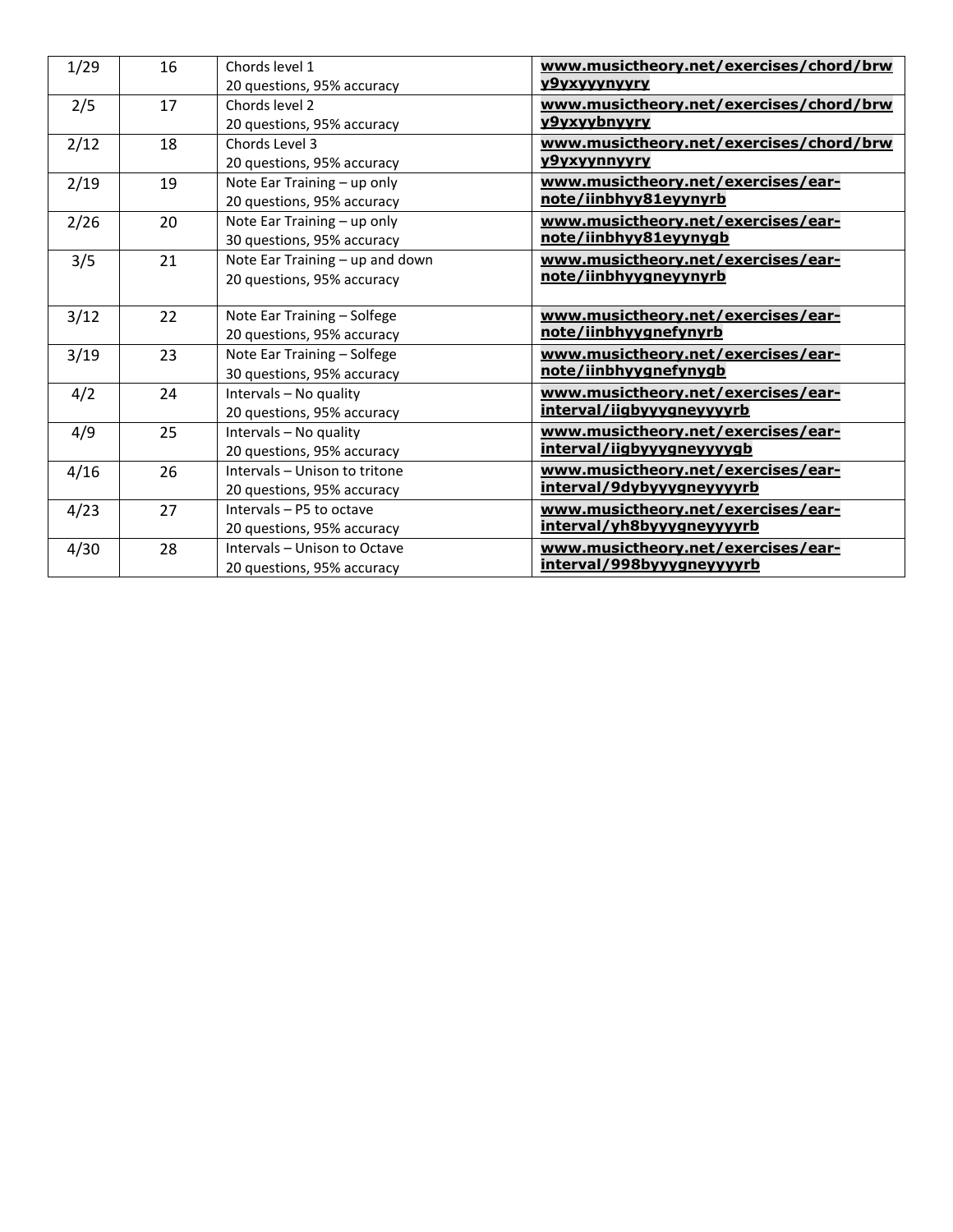| | | | |
|---|---|---|---|
| 1/29 | 16 | Chords level 1<br>20 questions, 95% accuracy | **www.musictheory.net/exercises/chord/brwy9yxyyynyyry** |
| 2/5 | 17 | Chords level 2<br>20 questions, 95% accuracy | **www.musictheory.net/exercises/chord/brwy9yxyybnyyry** |
| 2/12 | 18 | Chords Level 3<br>20 questions, 95% accuracy | **www.musictheory.net/exercises/chord/brwy9yxyynnyyry** |
| 2/19 | 19 | Note Ear Training – up only<br>20 questions, 95% accuracy | **www.musictheory.net/exercises/ear-note/iinbhyy81eyynyrb** |
| 2/26 | 20 | Note Ear Training – up only<br>30 questions, 95% accuracy | **www.musictheory.net/exercises/ear-note/iinbhyy81eyynygb** |
| 3/5 | 21 | Note Ear Training – up and down<br>20 questions, 95% accuracy | **www.musictheory.net/exercises/ear-note/iinbhyygneyynyrb** |
| 3/12 | 22 | Note Ear Training – Solfege<br>20 questions, 95% accuracy | **www.musictheory.net/exercises/ear-note/iinbhyygnefynyrb** |
| 3/19 | 23 | Note Ear Training – Solfege<br>30 questions, 95% accuracy | **www.musictheory.net/exercises/ear-note/iinbhyygnefynygb** |
| 4/2 | 24 | Intervals – No quality<br>20 questions, 95% accuracy | **www.musictheory.net/exercises/ear-interval/iigbyyygneyyyyrb** |
| 4/9 | 25 | Intervals – No quality<br>20 questions, 95% accuracy | **www.musictheory.net/exercises/ear-interval/iigbyyygneyyyygb** |
| 4/16 | 26 | Intervals – Unison to tritone<br>20 questions, 95% accuracy | **www.musictheory.net/exercises/ear-interval/9dybyyygneyyyyrb** |
| 4/23 | 27 | Intervals – P5 to octave<br>20 questions, 95% accuracy | **www.musictheory.net/exercises/ear-interval/yh8byyygneyyyyrb** |
| 4/30 | 28 | Intervals – Unison to Octave<br>20 questions, 95% accuracy | **www.musictheory.net/exercises/ear-interval/998byyygneyyyyrb** |